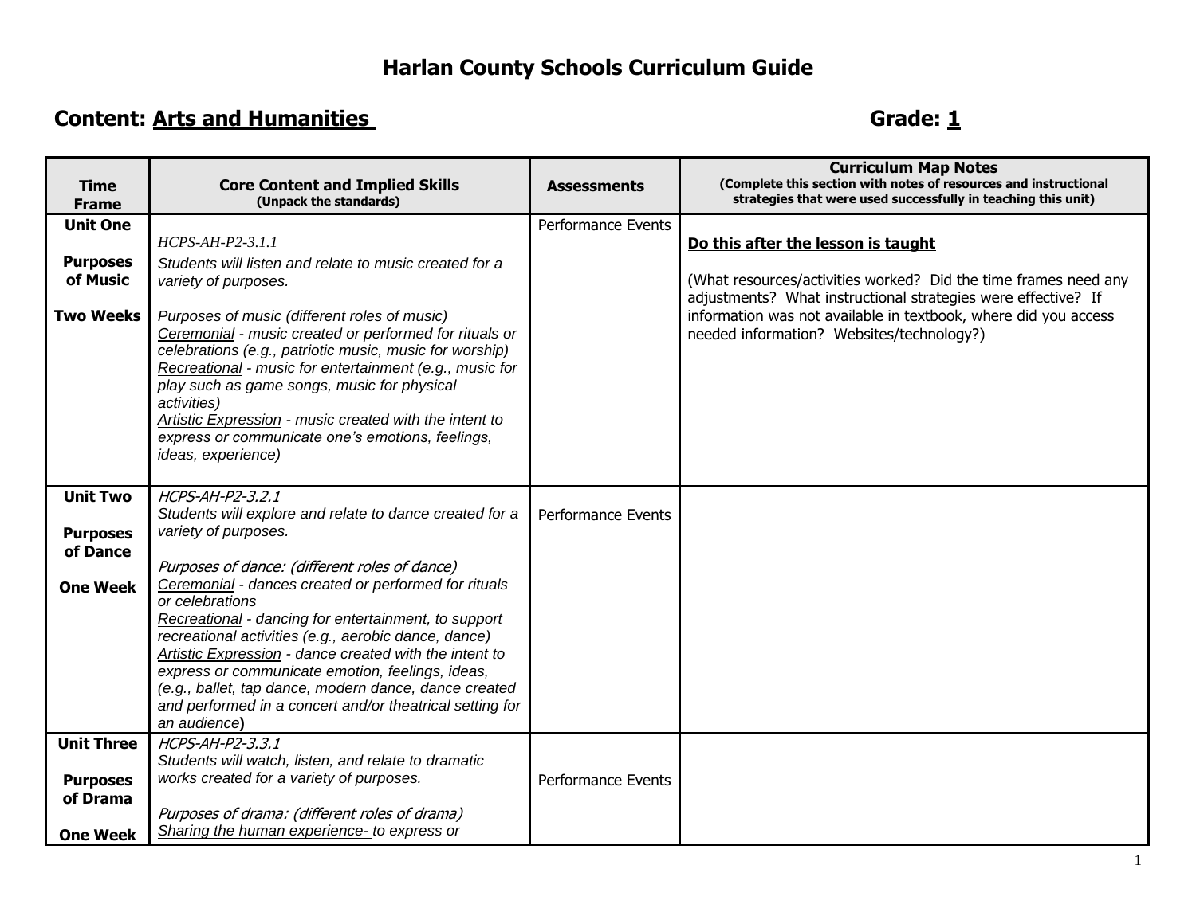# Harlan County Schools Curriculum Guide

## Content: Arts and Humanities Grade: 1

| Time Frame | Core Content and Implied Skills (Unpack the standards) | Assessments | Curriculum Map Notes (Complete this section with notes of resources and instructional strategies that were used successfully in teaching this unit) |
|---|---|---|---|
| **Unit One**<br><br>**Purposes of Music**<br><br>**Two Weeks** | *HCPS-AH-P2-3.1.1*<br>*Students will listen and relate to music created for a variety of purposes.*<br><br>*Purposes of music (different roles of music)*<br>*Ceremonial - music created or performed for rituals or celebrations (e.g., patriotic music, music for worship)*<br>*Recreational - music for entertainment (e.g., music for play such as game songs, music for physical activities)*<br>*Artistic Expression - music created with the intent to express or communicate one's emotions, feelings, ideas, experience)* | Performance Events | **Do this after the lesson is taught**<br><br>(What resources/activities worked? Did the time frames need any adjustments? What instructional strategies were effective? If information was not available in textbook, where did you access needed information? Websites/technology?) |
| **Unit Two**<br><br>**Purposes of Dance**<br><br>**One Week** | *HCPS-AH-P2-3.2.1*<br>*Students will explore and relate to dance created for a variety of purposes.*<br><br>*Purposes of dance: (different roles of dance)*<br>*Ceremonial - dances created or performed for rituals or celebrations*<br>*Recreational - dancing for entertainment, to support recreational activities (e.g., aerobic dance, dance)*<br>*Artistic Expression - dance created with the intent to express or communicate emotion, feelings, ideas, (e.g., ballet, tap dance, modern dance, dance created and performed in a concert and/or theatrical setting for an audience)* | Performance Events | |
| **Unit Three**<br><br>**Purposes of Drama**<br><br>**One Week** | *HCPS-AH-P2-3.3.1*<br>*Students will watch, listen, and relate to dramatic works created for a variety of purposes.*<br><br>*Purposes of drama: (different roles of drama)*<br>*Sharing the human experience- to express or* | Performance Events | |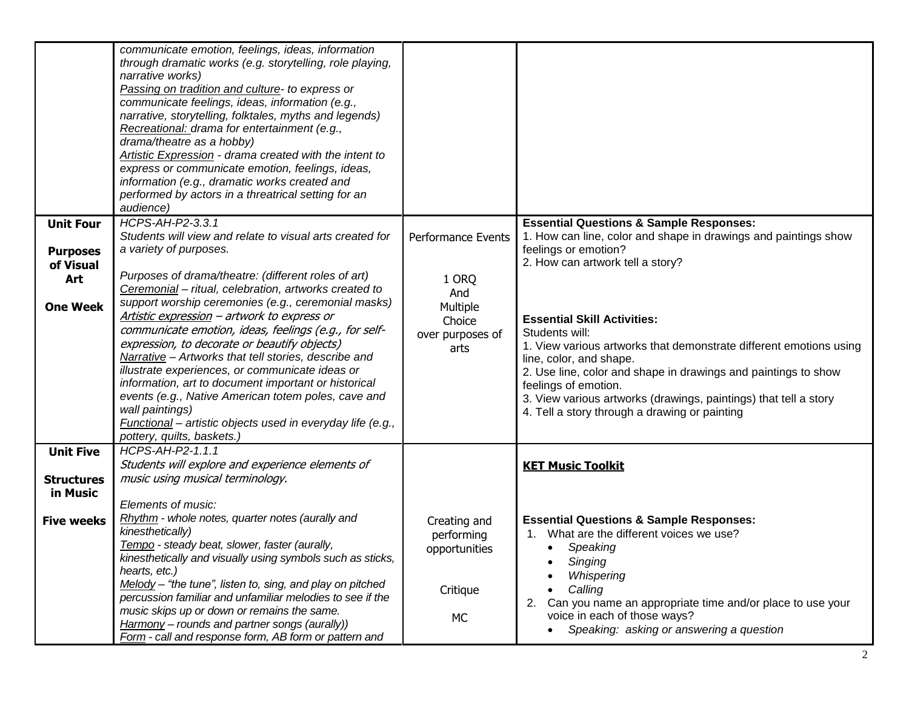| | | | |
|---|---|---|---|
| | *communicate emotion, feelings, ideas, information through dramatic works (e.g. storytelling, role playing, narrative works)*<br>*Passing on tradition and culture- to express or communicate feelings, ideas, information (e.g., narrative, storytelling, folktales, myths and legends)*<br>*Recreational: drama for entertainment (e.g., drama/theatre as a hobby)*<br>*Artistic Expression - drama created with the intent to express or communicate emotion, feelings, ideas, information (e.g., dramatic works created and performed by actors in a threatrical setting for an audience)* | | |
| **Unit Four**<br><br>**Purposes of Visual Art**<br><br>**One Week** | *HCPS-AH-P2-3.3.1*<br>*Students will view and relate to visual arts created for a variety of purposes.*<br><br>*Purposes of drama/theatre: (different roles of art)*<br>*Ceremonial – ritual, celebration, artworks created to support worship ceremonies (e.g., ceremonial masks)*<br>*Artistic expression – artwork to express or communicate emotion, ideas, feelings (e.g., for self-expression, to decorate or beautify objects)*<br>*Narrative – Artworks that tell stories, describe and illustrate experiences, or communicate ideas or information, art to document important or historical events (e.g., Native American totem poles, cave and wall paintings)*<br>*Functional – artistic objects used in everyday life (e.g., pottery, quilts, baskets.)* | Performance Events<br><br>1 ORQ<br>And<br>Multiple Choice<br>over purposes of arts | **Essential Questions & Sample Responses:**<br>1. How can line, color and shape in drawings and paintings show feelings or emotion?<br>2. How can artwork tell a story?<br><br>**Essential Skill Activities:**<br>Students will:<br>1. View various artworks that demonstrate different emotions using line, color, and shape.<br>2. Use line, color and shape in drawings and paintings to show feelings of emotion.<br>3. View various artworks (drawings, paintings) that tell a story<br>4. Tell a story through a drawing or painting |
| **Unit Five**<br><br>**Structures in Music**<br><br>**Five weeks** | *HCPS-AH-P2-1.1.1*<br>*Students will explore and experience elements of music using musical terminology.*<br><br>*Elements of music:*<br>*Rhythm - whole notes, quarter notes (aurally and kinesthetically)*<br>*Tempo - steady beat, slower, faster (aurally, kinesthetically and visually using symbols such as sticks, hearts, etc.)*<br>*Melody – "the tune", listen to, sing, and play on pitched percussion familiar and unfamiliar melodies to see if the music skips up or down or remains the same.*<br>*Harmony – rounds and partner songs (aurally))*<br>*Form - call and response form, AB form or pattern and* | Creating and performing opportunities<br><br>Critique<br><br>MC | **KET Music Toolkit**<br><br>**Essential Questions & Sample Responses:**<br>1. What are the different voices we use?<br>• *Speaking*<br>• *Singing*<br>• *Whispering*<br>• *Calling*<br>2. Can you name an appropriate time and/or place to use your voice in each of those ways?<br>• *Speaking: asking or answering a question* |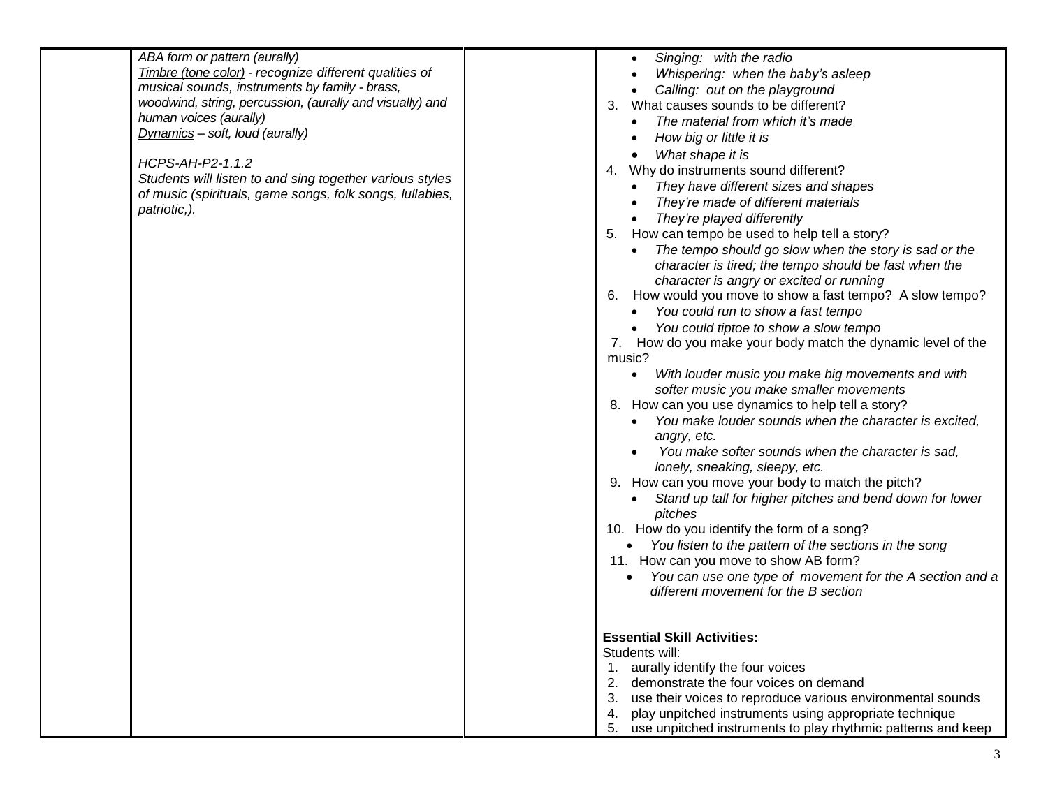| | | | |
|---|---|---|---|
| | *ABA form or pattern (aurally)*<br>*<u>Timbre (tone color)</u> - recognize different qualities of musical sounds, instruments by family - brass, woodwind, string, percussion, (aurally and visually) and human voices (aurally)*<br>*<u>Dynamics</u> – soft, loud (aurally)*<br><br>*HCPS-AH-P2-1.1.2*<br>*Students will listen to and sing together various styles of music (spirituals, game songs, folk songs, lullabies, patriotic,).* | | • *Singing: with the radio*<br>• *Whispering: when the baby's asleep*<br>• *Calling: out on the playground*<br>3. What causes sounds to be different?<br>• *The material from which it's made*<br>• *How big or little it is*<br>• *What shape it is*<br>4. Why do instruments sound different?<br>• *They have different sizes and shapes*<br>• *They're made of different materials*<br>• *They're played differently*<br>5. How can tempo be used to help tell a story?<br>• *The tempo should go slow when the story is sad or the character is tired; the tempo should be fast when the character is angry or excited or running*<br>6. How would you move to show a fast tempo? A slow tempo?<br>• *You could run to show a fast tempo*<br>• *You could tiptoe to show a slow tempo*<br>7. How do you make your body match the dynamic level of the music?<br>• *With louder music you make big movements and with softer music you make smaller movements*<br>8. How can you use dynamics to help tell a story?<br>• *You make louder sounds when the character is excited, angry, etc.*<br>• *You make softer sounds when the character is sad, lonely, sneaking, sleepy, etc.*<br>9. How can you move your body to match the pitch?<br>• *Stand up tall for higher pitches and bend down for lower pitches*<br>10. How do you identify the form of a song?<br>• *You listen to the pattern of the sections in the song*<br>11. How can you move to show AB form?<br>• *You can use one type of movement for the A section and a different movement for the B section*<br><br>**Essential Skill Activities:**<br>Students will:<br>1. aurally identify the four voices<br>2. demonstrate the four voices on demand<br>3. use their voices to reproduce various environmental sounds<br>4. play unpitched instruments using appropriate technique<br>5. use unpitched instruments to play rhythmic patterns and keep |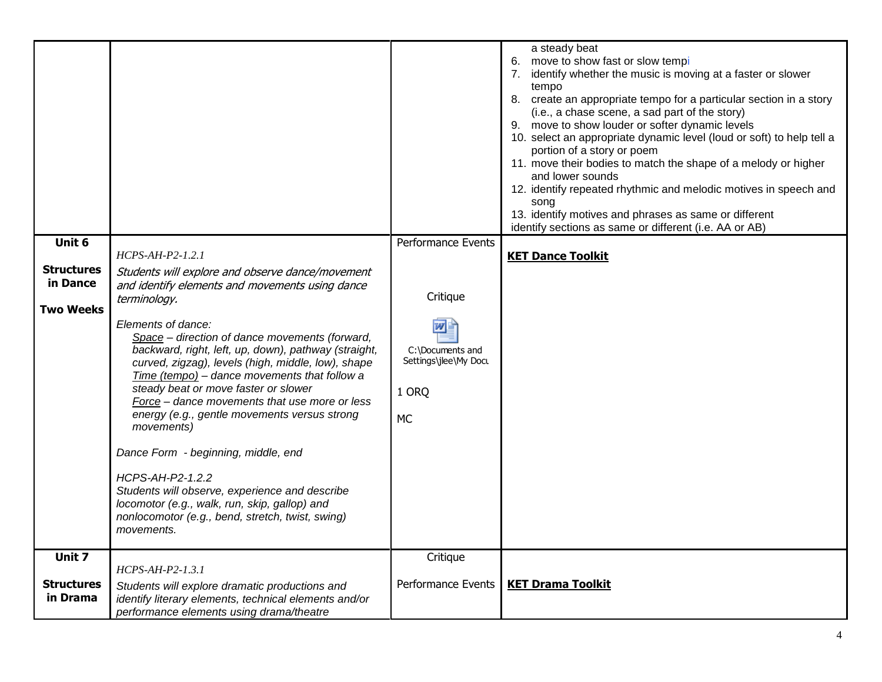| | | | |
|---|---|---|---|
| | | | a steady beat<br>6. move to show fast or slow tempi<br>7. identify whether the music is moving at a faster or slower tempo<br>8. create an appropriate tempo for a particular section in a story (i.e., a chase scene, a sad part of the story)<br>9. move to show louder or softer dynamic levels<br>10. select an appropriate dynamic level (loud or soft) to help tell a portion of a story or poem<br>11. move their bodies to match the shape of a melody or higher and lower sounds<br>12. identify repeated rhythmic and melodic motives in speech and song<br>13. identify motives and phrases as same or different<br>identify sections as same or different (i.e. AA or AB) |
| **Unit 6**<br><br>**Structures in Dance**<br><br>**Two Weeks** | *HCPS-AH-P2-1.2.1*<br>*Students will explore and observe dance/movement and identify elements and movements using dance terminology.*<br><br>*Elements of dance:*<br>*<u>Space</u> – direction of dance movements (forward, backward, right, left, up, down), pathway (straight, curved, zigzag), levels (high, middle, low), shape*<br>*<u>Time (tempo)</u> – dance movements that follow a steady beat or move faster or slower*<br>*<u>Force</u> – dance movements that use more or less energy (e.g., gentle movements versus strong movements)*<br><br>*Dance Form - beginning, middle, end*<br><br>*HCPS-AH-P2-1.2.2*<br>*Students will observe, experience and describe locomotor (e.g., walk, run, skip, gallop) and nonlocomotor (e.g., bend, stretch, twist, swing) movements.* | Performance Events<br><br>Critique<br><br>C:\Documents and Settings\jlee\My Docu<br><br>1 ORQ<br><br>MC | **<u>KET Dance Toolkit</u>** |
| **Unit 7**<br><br>**Structures in Drama** | *HCPS-AH-P2-1.3.1*<br>*Students will explore dramatic productions and identify literary elements, technical elements and/or performance elements using drama/theatre* | Critique<br><br>Performance Events | **<u>KET Drama Toolkit</u>** |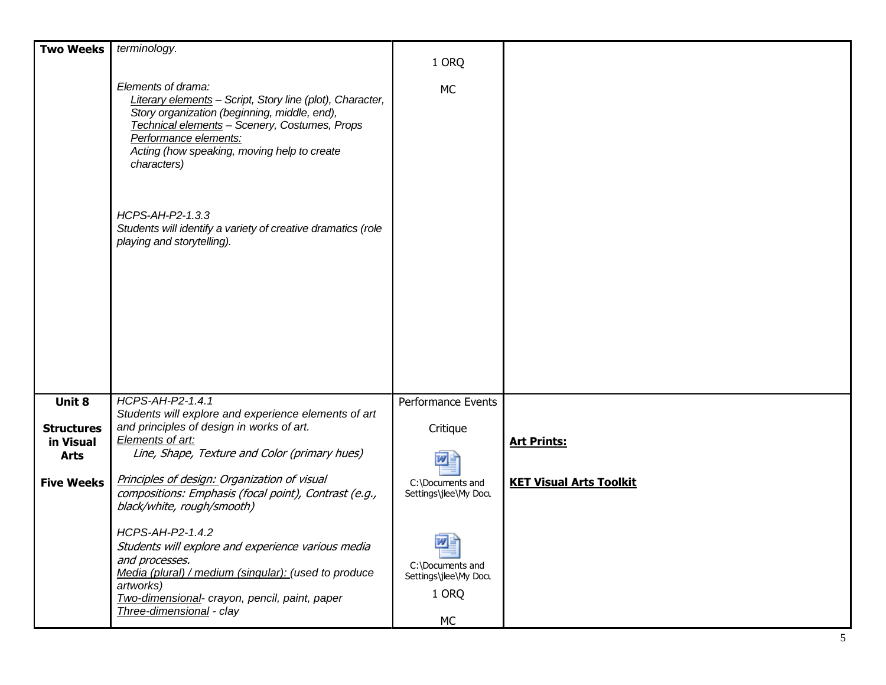| Two Weeks | *terminology.*<br><br>*Elements of drama:*<br>*<u>Literary elements</u> – Script, Story line (plot), Character, Story organization (beginning, middle, end),*<br>*<u>Technical elements</u> – Scenery, Costumes, Props*<br>*<u>Performance elements:</u>*<br>*Acting (how speaking, moving help to create characters)*<br><br>*HCPS-AH-P2-1.3.3*<br>*Students will identify a variety of creative dramatics (role playing and storytelling).* | 1 ORQ<br><br>MC | |
|---|---|---|---|
| **Unit 8**<br><br>**Structures in Visual Arts**<br><br>**Five Weeks** | *HCPS-AH-P2-1.4.1*<br>*Students will explore and experience elements of art and principles of design in works of art.*<br>*<u>Elements of art:</u>*<br>*Line, Shape, Texture and Color (primary hues)*<br><br>*<u>Principles of design:</u> Organization of visual compositions: Emphasis (focal point), Contrast (e.g., black/white, rough/smooth)*<br><br>*HCPS-AH-P2-1.4.2*<br>*Students will explore and experience various media and processes.*<br>*<u>Media (plural) / medium (singular):</u> (used to produce artworks)*<br>*<u>Two-dimensional</u>- crayon, pencil, paint, paper*<br>*<u>Three-dimensional</u> - clay* | Performance Events<br><br>Critique<br><br>C:\Documents and Settings\jlee\My Docu<br><br>C:\Documents and Settings\jlee\My Docu<br><br>1 ORQ<br><br>MC | **<u>Art Prints:</u>**<br><br>**<u>KET Visual Arts Toolkit</u>** |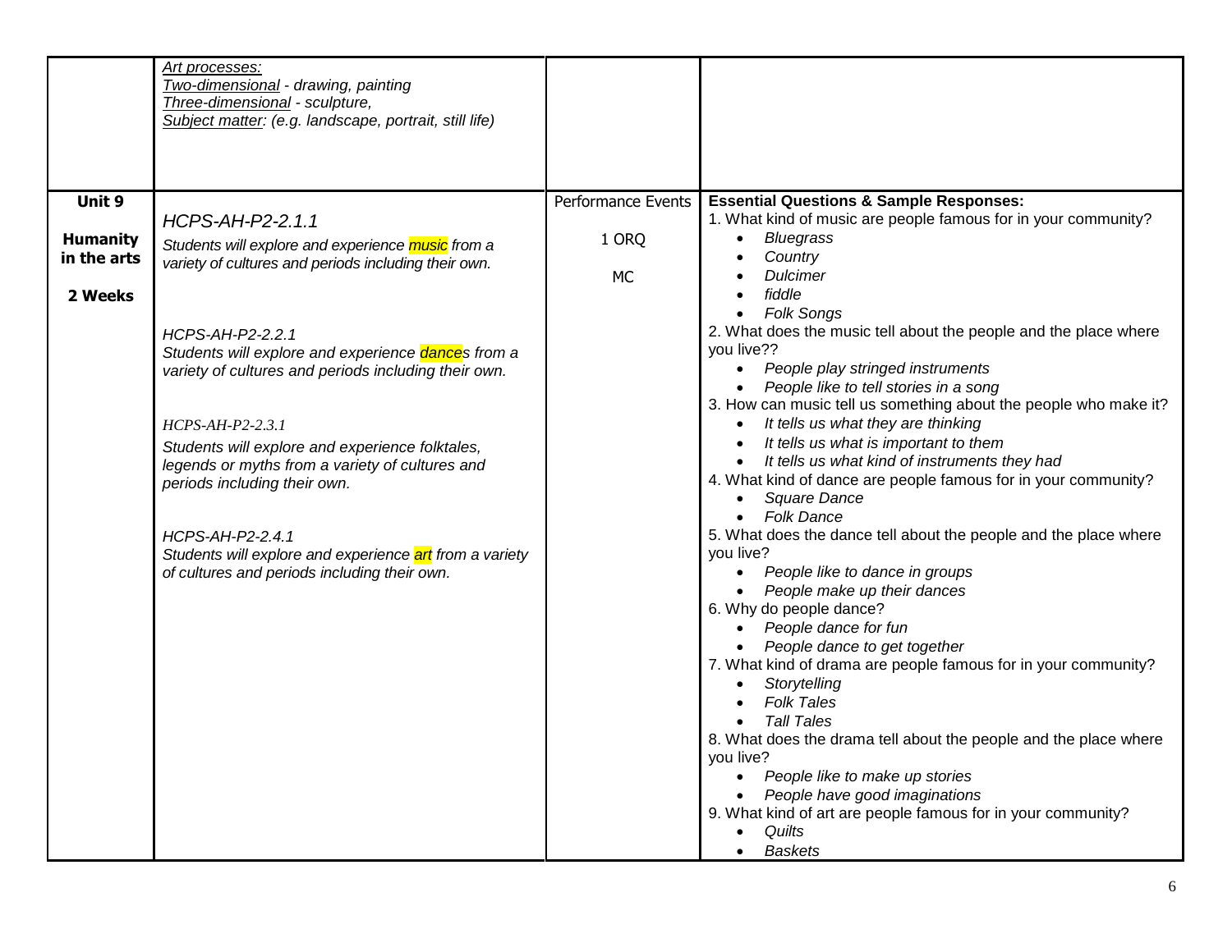| | | | |
|---|---|---|---|
| | *Art processes:*<br>*Two-dimensional - drawing, painting*<br>*Three-dimensional - sculpture,*<br>*Subject matter: (e.g. landscape, portrait, still life)* | | |
| **Unit 9**<br><br>**Humanity in the arts**<br><br>**2 Weeks** | *HCPS-AH-P2-2.1.1*<br>*Students will explore and experience music from a variety of cultures and periods including their own.*<br><br>*HCPS-AH-P2-2.2.1*<br>*Students will explore and experience dances from a variety of cultures and periods including their own.*<br><br>*HCPS-AH-P2-2.3.1*<br>*Students will explore and experience folktales, legends or myths from a variety of cultures and periods including their own.*<br><br>*HCPS-AH-P2-2.4.1*<br>*Students will explore and experience art from a variety of cultures and periods including their own.* | Performance Events<br><br>1 ORQ<br><br>MC | **Essential Questions & Sample Responses:**<br>1. What kind of music are people famous for in your community?<br>• *Bluegrass*<br>• *Country*<br>• *Dulcimer*<br>• *fiddle*<br>• *Folk Songs*<br>2. What does the music tell about the people and the place where you live??<br>• *People play stringed instruments*<br>• *People like to tell stories in a song*<br>3. How can music tell us something about the people who make it?<br>• *It tells us what they are thinking*<br>• *It tells us what is important to them*<br>• *It tells us what kind of instruments they had*<br>4. What kind of dance are people famous for in your community?<br>• *Square Dance*<br>• *Folk Dance*<br>5. What does the dance tell about the people and the place where you live?<br>• *People like to dance in groups*<br>• *People make up their dances*<br>6. Why do people dance?<br>• *People dance for fun*<br>• *People dance to get together*<br>7. What kind of drama are people famous for in your community?<br>• *Storytelling*<br>• *Folk Tales*<br>• *Tall Tales*<br>8. What does the drama tell about the people and the place where you live?<br>• *People like to make up stories*<br>• *People have good imaginations*<br>9. What kind of art are people famous for in your community?<br>• *Quilts*<br>• *Baskets* |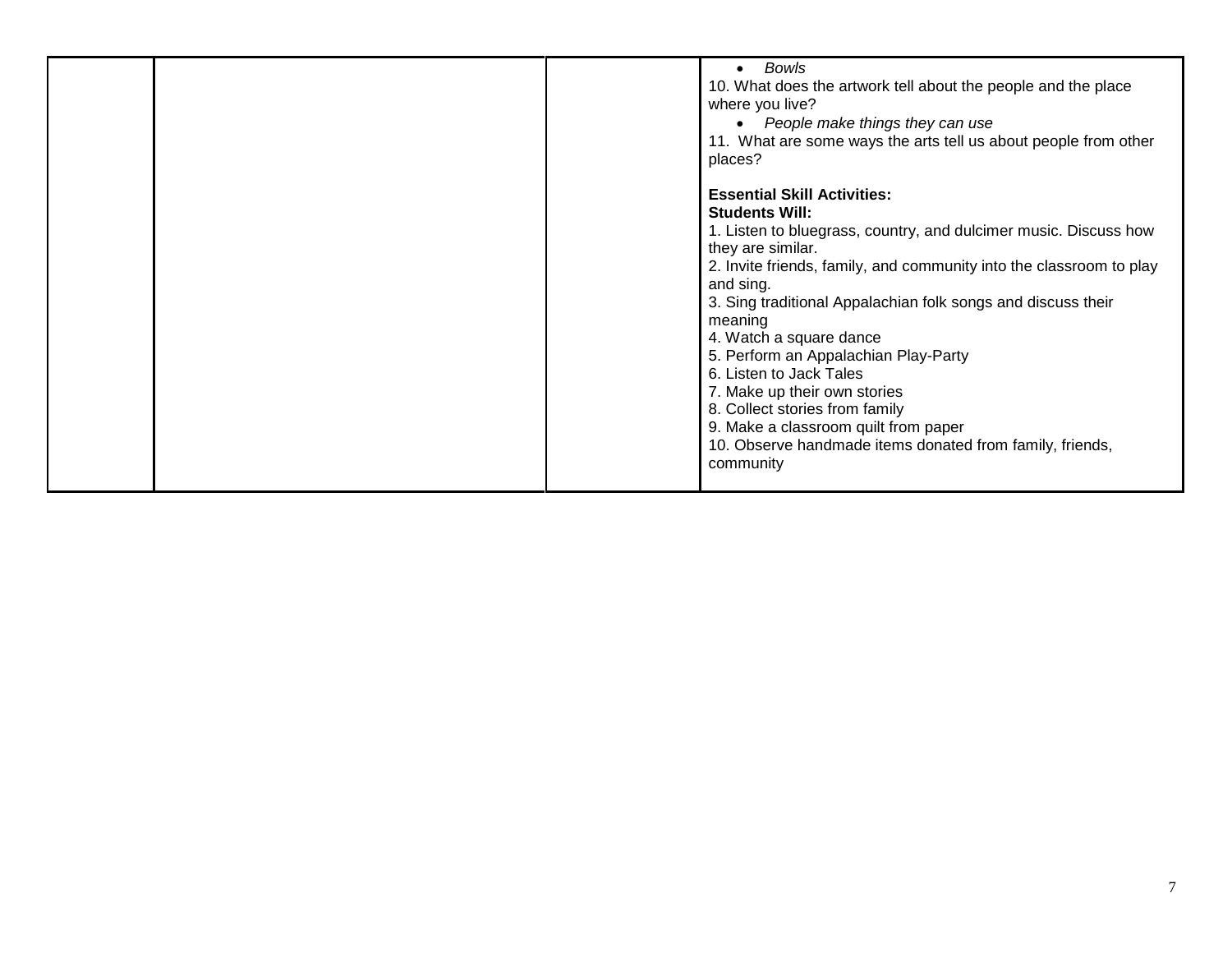| | | | |
|---|---|---|---|
| | | | • *Bowls*<br>10. What does the artwork tell about the people and the place where you live?<br>• *People make things they can use*<br>11. What are some ways the arts tell us about people from other places?<br><br>**Essential Skill Activities:**<br>**Students Will:**<br>1. Listen to bluegrass, country, and dulcimer music. Discuss how they are similar.<br>2. Invite friends, family, and community into the classroom to play and sing.<br>3. Sing traditional Appalachian folk songs and discuss their meaning<br>4. Watch a square dance<br>5. Perform an Appalachian Play-Party<br>6. Listen to Jack Tales<br>7. Make up their own stories<br>8. Collect stories from family<br>9. Make a classroom quilt from paper<br>10. Observe handmade items donated from family, friends, community |